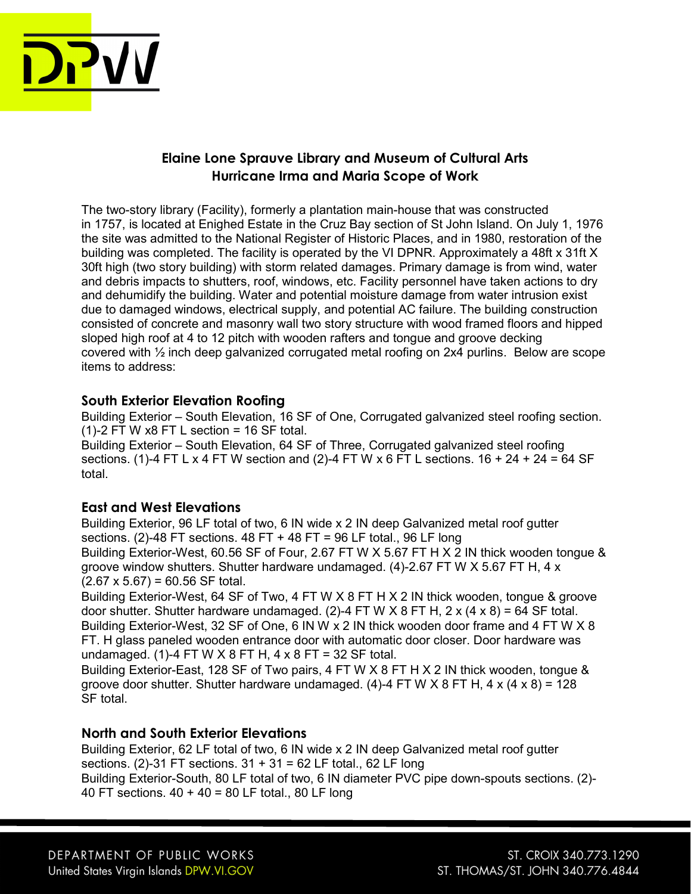## Elaine Lone Sprauve Library and Museum of Cultural Arts
## Hurricane Irma and Maria Scope of Work

The two-story library (Facility), formerly a plantation main-house that was constructed in 1757, is located at Enighed Estate in the Cruz Bay section of St John Island. On July 1, 1976 the site was admitted to the National Register of Historic Places, and in 1980, restoration of the building was completed. The facility is operated by the VI DPNR. Approximately a 48ft x 31ft X 30ft high (two story building) with storm related damages. Primary damage is from wind, water and debris impacts to shutters, roof, windows, etc. Facility personnel have taken actions to dry and dehumidify the building. Water and potential moisture damage from water intrusion exist due to damaged windows, electrical supply, and potential AC failure. The building construction consisted of concrete and masonry wall two story structure with wood framed floors and hipped sloped high roof at 4 to 12 pitch with wooden rafters and tongue and groove decking covered with ½ inch deep galvanized corrugated metal roofing on 2x4 purlins. Below are scope items to address:

### South Exterior Elevation Roofing

Building Exterior – South Elevation, 16 SF of One, Corrugated galvanized steel roofing section. (1)-2 FT W x8 FT L section = 16 SF total.

Building Exterior – South Elevation, 64 SF of Three, Corrugated galvanized steel roofing sections. (1)-4 FT L x 4 FT W section and (2)-4 FT W x 6 FT L sections. 16 + 24 + 24 = 64 SF total.

### East and West Elevations

Building Exterior, 96 LF total of two, 6 IN wide x 2 IN deep Galvanized metal roof gutter sections. (2)-48 FT sections. 48 FT + 48 FT = 96 LF total., 96 LF long

Building Exterior-West, 60.56 SF of Four, 2.67 FT W X 5.67 FT H X 2 IN thick wooden tongue & groove window shutters. Shutter hardware undamaged. (4)-2.67 FT W X 5.67 FT H, 4 x (2.67 x 5.67) = 60.56 SF total.

Building Exterior-West, 64 SF of Two, 4 FT W X 8 FT H X 2 IN thick wooden, tongue & groove door shutter. Shutter hardware undamaged. (2)-4 FT W X 8 FT H, 2 x (4 x 8) = 64 SF total.

Building Exterior-West, 32 SF of One, 6 IN W x 2 IN thick wooden door frame and 4 FT W X 8 FT. H glass paneled wooden entrance door with automatic door closer. Door hardware was undamaged. (1)-4 FT W X 8 FT H, 4 x 8 FT = 32 SF total.

Building Exterior-East, 128 SF of Two pairs, 4 FT W X 8 FT H X 2 IN thick wooden, tongue & groove door shutter. Shutter hardware undamaged. (4)-4 FT W X 8 FT H, 4 x (4 x 8) = 128 SF total.

### North and South Exterior Elevations

Building Exterior, 62 LF total of two, 6 IN wide x 2 IN deep Galvanized metal roof gutter sections. (2)-31 FT sections. 31 + 31 = 62 LF total., 62 LF long

Building Exterior-South, 80 LF total of two, 6 IN diameter PVC pipe down-spouts sections. (2)-40 FT sections. 40 + 40 = 80 LF total., 80 LF long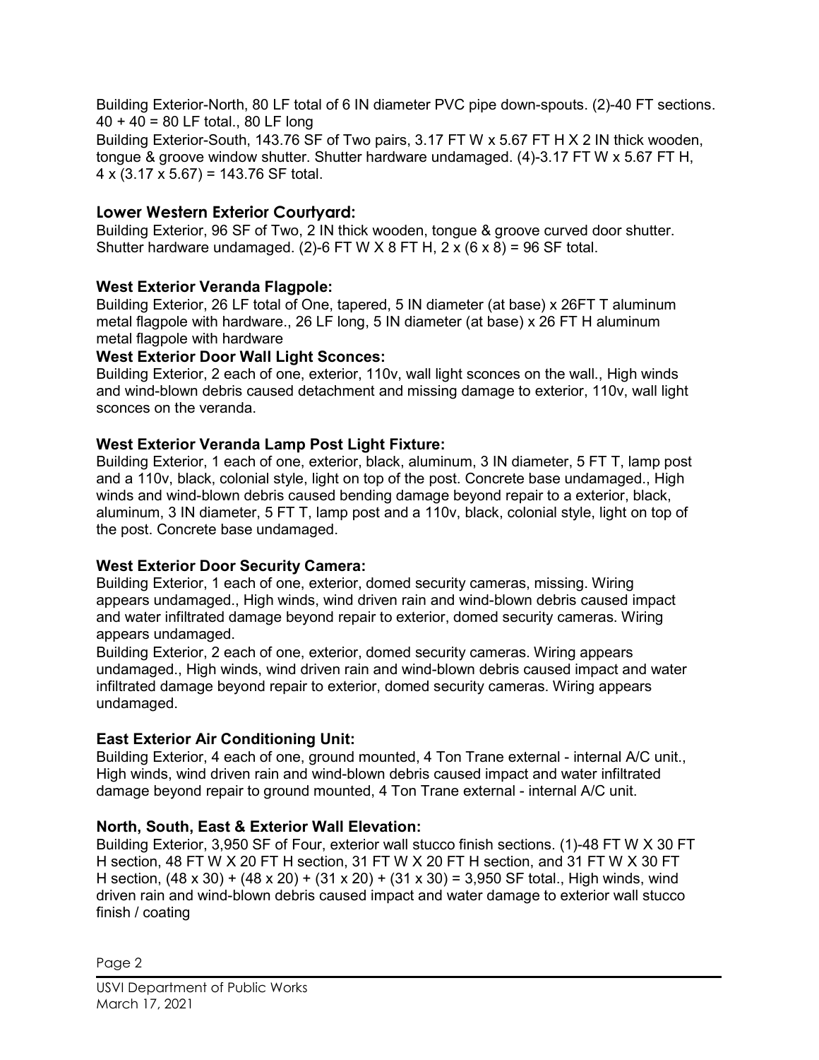Building Exterior-North, 80 LF total of 6 IN diameter PVC pipe down-spouts. (2)-40 FT sections. 40 + 40 = 80 LF total., 80 LF long

Building Exterior-South, 143.76 SF of Two pairs, 3.17 FT W x 5.67 FT H X 2 IN thick wooden, tongue & groove window shutter. Shutter hardware undamaged. (4)-3.17 FT W x 5.67 FT H, 4 x (3.17 x 5.67) = 143.76 SF total.

## Lower Western Exterior Courtyard:

Building Exterior, 96 SF of Two, 2 IN thick wooden, tongue & groove curved door shutter. Shutter hardware undamaged. (2)-6 FT W X 8 FT H, 2 x (6 x 8) = 96 SF total.

**West Exterior Veranda Flagpole:**

Building Exterior, 26 LF total of One, tapered, 5 IN diameter (at base) x 26FT T aluminum metal flagpole with hardware., 26 LF long, 5 IN diameter (at base) x 26 FT H aluminum metal flagpole with hardware

**West Exterior Door Wall Light Sconces:**

Building Exterior, 2 each of one, exterior, 110v, wall light sconces on the wall., High winds and wind-blown debris caused detachment and missing damage to exterior, 110v, wall light sconces on the veranda.

**West Exterior Veranda Lamp Post Light Fixture:**

Building Exterior, 1 each of one, exterior, black, aluminum, 3 IN diameter, 5 FT T, lamp post and a 110v, black, colonial style, light on top of the post. Concrete base undamaged., High winds and wind-blown debris caused bending damage beyond repair to a exterior, black, aluminum, 3 IN diameter, 5 FT T, lamp post and a 110v, black, colonial style, light on top of the post. Concrete base undamaged.

**West Exterior Door Security Camera:**

Building Exterior, 1 each of one, exterior, domed security cameras, missing. Wiring appears undamaged., High winds, wind driven rain and wind-blown debris caused impact and water infiltrated damage beyond repair to exterior, domed security cameras. Wiring appears undamaged.

Building Exterior, 2 each of one, exterior, domed security cameras. Wiring appears undamaged., High winds, wind driven rain and wind-blown debris caused impact and water infiltrated damage beyond repair to exterior, domed security cameras. Wiring appears undamaged.

**East Exterior Air Conditioning Unit:**

Building Exterior, 4 each of one, ground mounted, 4 Ton Trane external - internal A/C unit., High winds, wind driven rain and wind-blown debris caused impact and water infiltrated damage beyond repair to ground mounted, 4 Ton Trane external - internal A/C unit.

**North, South, East & Exterior Wall Elevation:**

Building Exterior, 3,950 SF of Four, exterior wall stucco finish sections. (1)-48 FT W X 30 FT H section, 48 FT W X 20 FT H section, 31 FT W X 20 FT H section, and 31 FT W X 30 FT H section, (48 x 30) + (48 x 20) + (31 x 20) + (31 x 30) = 3,950 SF total., High winds, wind driven rain and wind-blown debris caused impact and water damage to exterior wall stucco finish / coating

USVI Department of Public Works
March 17, 2021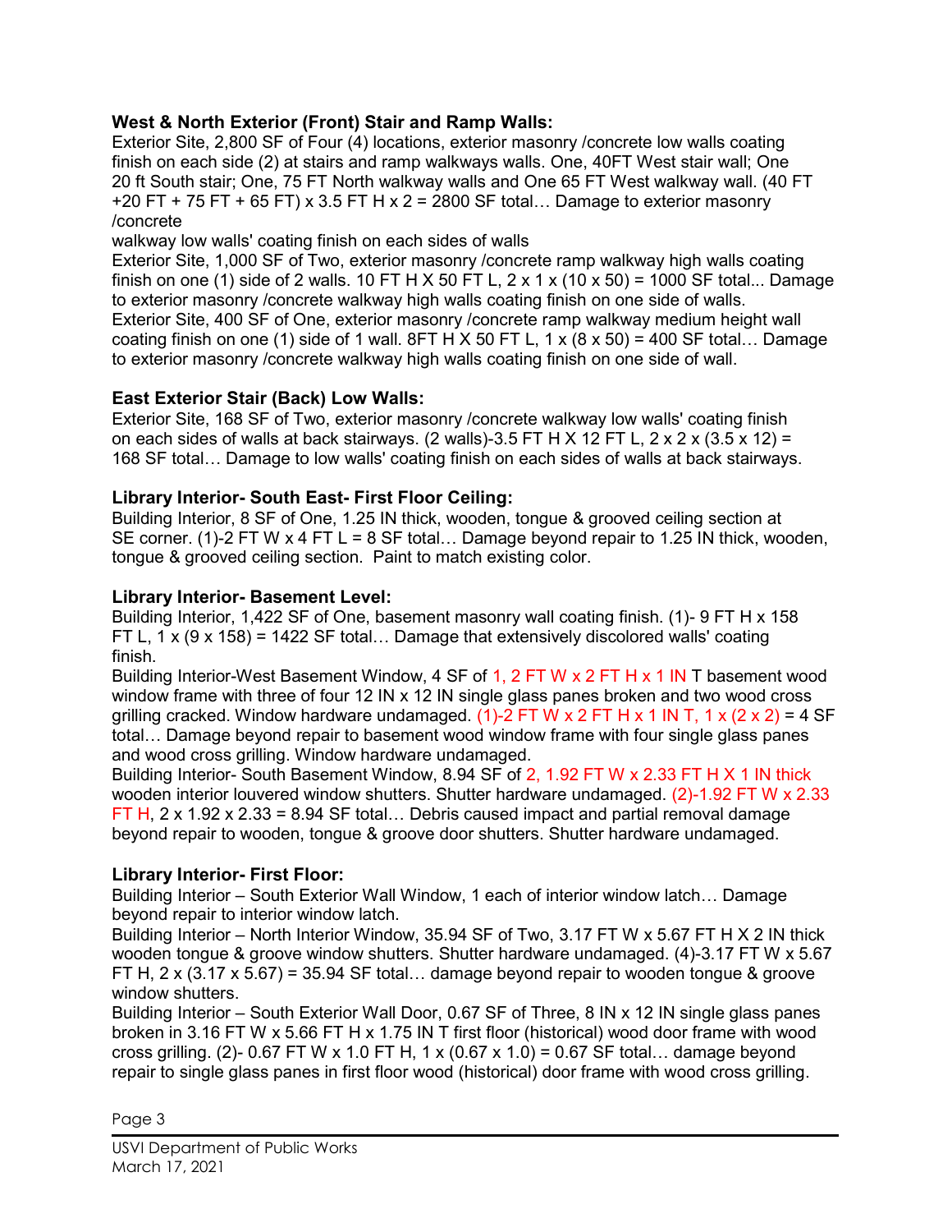**West & North Exterior (Front) Stair and Ramp Walls:**

Exterior Site, 2,800 SF of Four (4) locations, exterior masonry /concrete low walls coating finish on each side (2) at stairs and ramp walkways walls. One, 40FT West stair wall; One 20 ft South stair; One, 75 FT North walkway walls and One 65 FT West walkway wall. (40 FT +20 FT + 75 FT + 65 FT) x 3.5 FT H x 2 = 2800 SF total… Damage to exterior masonry /concrete
walkway low walls' coating finish on each sides of walls
Exterior Site, 1,000 SF of Two, exterior masonry /concrete ramp walkway high walls coating finish on one (1) side of 2 walls. 10 FT H X 50 FT L, 2 x 1 x (10 x 50) = 1000 SF total... Damage to exterior masonry /concrete walkway high walls coating finish on one side of walls.
Exterior Site, 400 SF of One, exterior masonry /concrete ramp walkway medium height wall coating finish on one (1) side of 1 wall. 8FT H X 50 FT L, 1 x (8 x 50) = 400 SF total… Damage to exterior masonry /concrete walkway high walls coating finish on one side of wall.

**East Exterior Stair (Back) Low Walls:**

Exterior Site, 168 SF of Two, exterior masonry /concrete walkway low walls' coating finish on each sides of walls at back stairways. (2 walls)-3.5 FT H X 12 FT L, 2 x 2 x (3.5 x 12) = 168 SF total… Damage to low walls' coating finish on each sides of walls at back stairways.

**Library Interior- South East- First Floor Ceiling:**

Building Interior, 8 SF of One, 1.25 IN thick, wooden, tongue & grooved ceiling section at SE corner. (1)-2 FT W x 4 FT L = 8 SF total… Damage beyond repair to 1.25 IN thick, wooden, tongue & grooved ceiling section. Paint to match existing color.

**Library Interior- Basement Level:**

Building Interior, 1,422 SF of One, basement masonry wall coating finish. (1)- 9 FT H x 158 FT L, 1 x (9 x 158) = 1422 SF total… Damage that extensively discolored walls' coating finish.
Building Interior-West Basement Window, 4 SF of 1, 2 FT W x 2 FT H x 1 IN T basement wood window frame with three of four 12 IN x 12 IN single glass panes broken and two wood cross grilling cracked. Window hardware undamaged. (1)-2 FT W x 2 FT H x 1 IN T, 1 x (2 x 2) = 4 SF total… Damage beyond repair to basement wood window frame with four single glass panes and wood cross grilling. Window hardware undamaged.
Building Interior- South Basement Window, 8.94 SF of 2, 1.92 FT W x 2.33 FT H X 1 IN thick wooden interior louvered window shutters. Shutter hardware undamaged. (2)-1.92 FT W x 2.33 FT H, 2 x 1.92 x 2.33 = 8.94 SF total… Debris caused impact and partial removal damage beyond repair to wooden, tongue & groove door shutters. Shutter hardware undamaged.

**Library Interior- First Floor:**

Building Interior – South Exterior Wall Window, 1 each of interior window latch… Damage beyond repair to interior window latch.
Building Interior – North Interior Window, 35.94 SF of Two, 3.17 FT W x 5.67 FT H X 2 IN thick wooden tongue & groove window shutters. Shutter hardware undamaged. (4)-3.17 FT W x 5.67 FT H, 2 x (3.17 x 5.67) = 35.94 SF total… damage beyond repair to wooden tongue & groove window shutters.
Building Interior – South Exterior Wall Door, 0.67 SF of Three, 8 IN x 12 IN single glass panes broken in 3.16 FT W x 5.66 FT H x 1.75 IN T first floor (historical) wood door frame with wood cross grilling. (2)- 0.67 FT W x 1.0 FT H, 1 x (0.67 x 1.0) = 0.67 SF total… damage beyond repair to single glass panes in first floor wood (historical) door frame with wood cross grilling.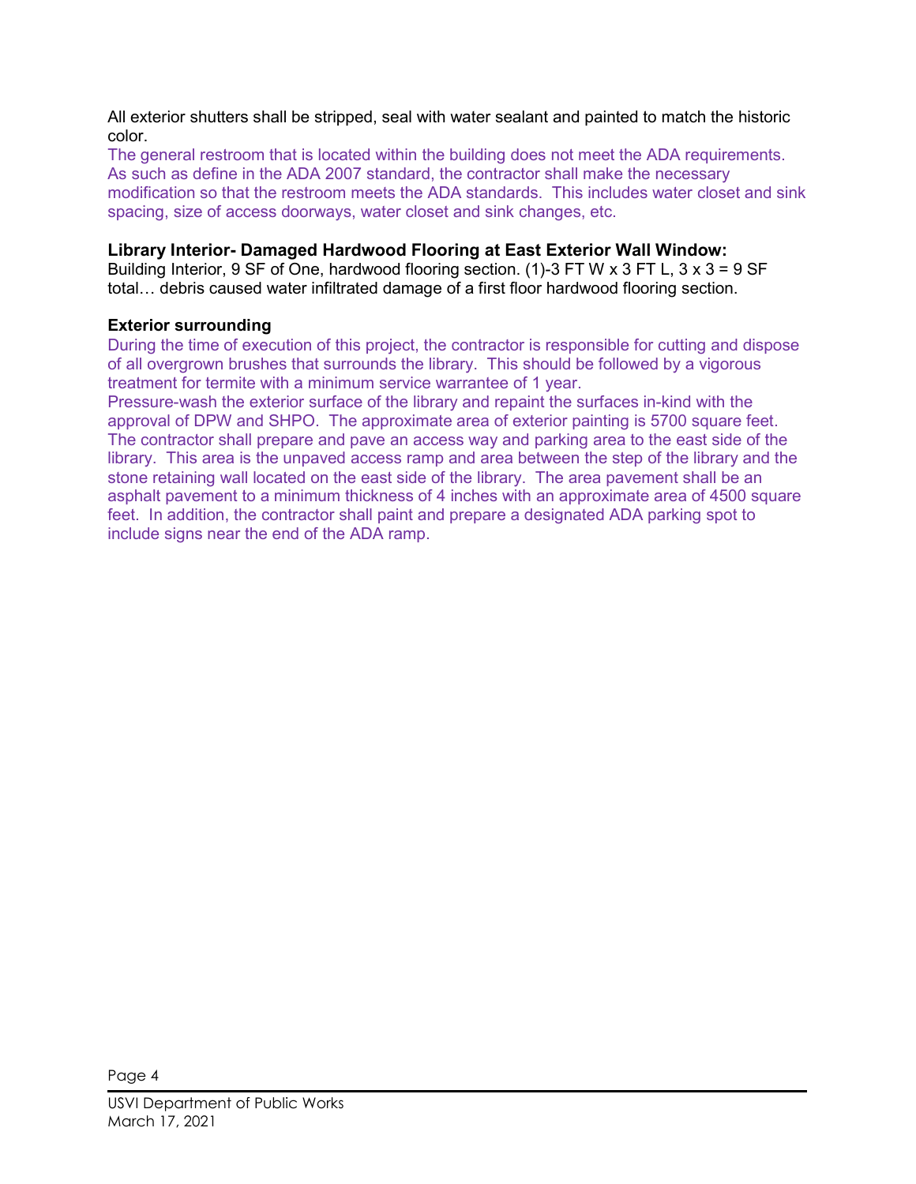All exterior shutters shall be stripped, seal with water sealant and painted to match the historic color.

The general restroom that is located within the building does not meet the ADA requirements. As such as define in the ADA 2007 standard, the contractor shall make the necessary modification so that the restroom meets the ADA standards. This includes water closet and sink spacing, size of access doorways, water closet and sink changes, etc.

**Library Interior- Damaged Hardwood Flooring at East Exterior Wall Window:**
Building Interior, 9 SF of One, hardwood flooring section. (1)-3 FT W x 3 FT L, 3 x 3 = 9 SF total… debris caused water infiltrated damage of a first floor hardwood flooring section.

**Exterior surrounding**
During the time of execution of this project, the contractor is responsible for cutting and dispose of all overgrown brushes that surrounds the library. This should be followed by a vigorous treatment for termite with a minimum service warrantee of 1 year.
Pressure-wash the exterior surface of the library and repaint the surfaces in-kind with the approval of DPW and SHPO. The approximate area of exterior painting is 5700 square feet.
The contractor shall prepare and pave an access way and parking area to the east side of the library. This area is the unpaved access ramp and area between the step of the library and the stone retaining wall located on the east side of the library. The area pavement shall be an asphalt pavement to a minimum thickness of 4 inches with an approximate area of 4500 square feet. In addition, the contractor shall paint and prepare a designated ADA parking spot to include signs near the end of the ADA ramp.